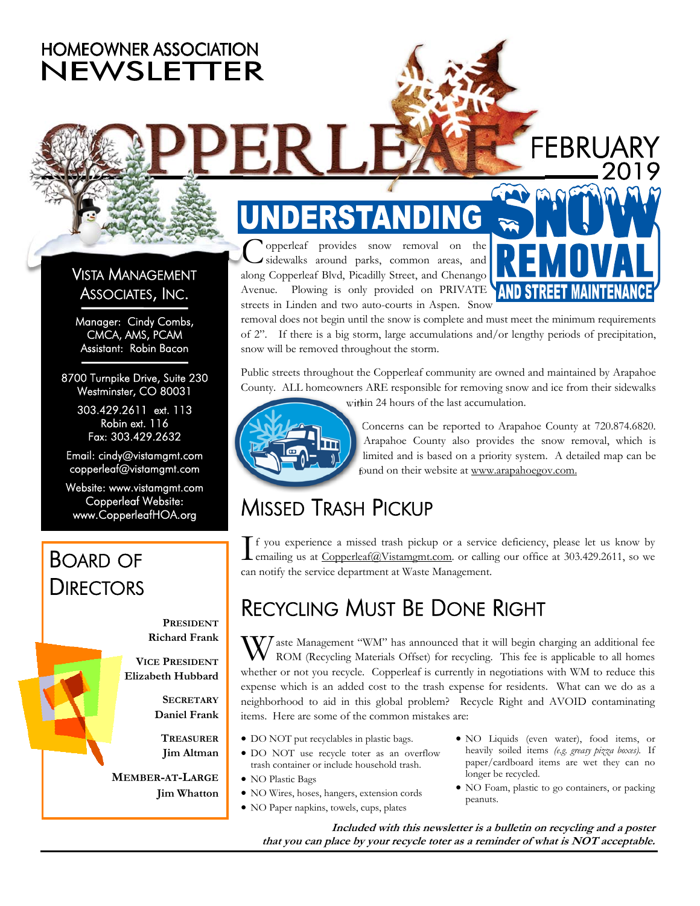# HOMEOWNER ASSOCIATION NEWSLETTER

# COPPERLEAF

FEBRUARY 2019

## VISTA MANAGEMENT ASSOCIATES, INC.

Manager: Cindy Combs, CMCA, AMS, PCAM
Assistant: Robin Bacon

8700 Turnpike Drive, Suite 230
Westminster, CO 80031

303.429.2611 ext. 113
Robin ext. 116
Fax: 303.429.2632

Email: cindy@vistamgmt.com
copperleaf@vistamgmt.com

Website: www.vistamgmt.com
Copperleaf Website:
www.CopperleafHOA.org

## BOARD OF DIRECTORS

**PRESIDENT**
**Richard Frank**

**VICE PRESIDENT**
**Elizabeth Hubbard**

**SECRETARY**
**Daniel Frank**

**TREASURER**
**Jim Altman**

**MEMBER-AT-LARGE**
**Jim Whatton**

## UNDERSTANDING SNOW REMOVAL AND STREET MAINTENANCE

Copperleaf provides snow removal on the sidewalks around parks, common areas, and along Copperleaf Blvd, Picadilly Street, and Chenango Avenue. Plowing is only provided on PRIVATE streets in Linden and two auto-courts in Aspen. Snow removal does not begin until the snow is complete and must meet the minimum requirements of 2". If there is a big storm, large accumulations and/or lengthy periods of precipitation, snow will be removed throughout the storm.

Public streets throughout the Copperleaf community are owned and maintained by Arapahoe County. ALL homeowners ARE responsible for removing snow and ice from their sidewalks within 24 hours of the last accumulation.

Concerns can be reported to Arapahoe County at 720.874.6820. Arapahoe County also provides the snow removal, which is limited and is based on a priority system. A detailed map can be found on their website at www.arapahoegov.com.

## MISSED TRASH PICKUP

If you experience a missed trash pickup or a service deficiency, please let us know by emailing us at Copperleaf@Vistamgmt.com. or calling our office at 303.429.2611, so we can notify the service department at Waste Management.

## RECYCLING MUST BE DONE RIGHT

Waste Management "WM" has announced that it will begin charging an additional fee ROM (Recycling Materials Offset) for recycling. This fee is applicable to all homes whether or not you recycle. Copperleaf is currently in negotiations with WM to reduce this expense which is an added cost to the trash expense for residents. What can we do as a neighborhood to aid in this global problem? Recycle Right and AVOID contaminating items. Here are some of the common mistakes are:

- DO NOT put recyclables in plastic bags.
- DO NOT use recycle toter as an overflow trash container or include household trash.
- NO Plastic Bags
- NO Wires, hoses, hangers, extension cords
- NO Paper napkins, towels, cups, plates
- NO Liquids (even water), food items, or heavily soiled items *(e.g. greasy pizza boxes)*. If paper/cardboard items are wet they can no longer be recycled.
- NO Foam, plastic to go containers, or packing peanuts.

***Included with this newsletter is a bulletin on recycling and a poster that you can place by your recycle toter as a reminder of what is NOT acceptable.***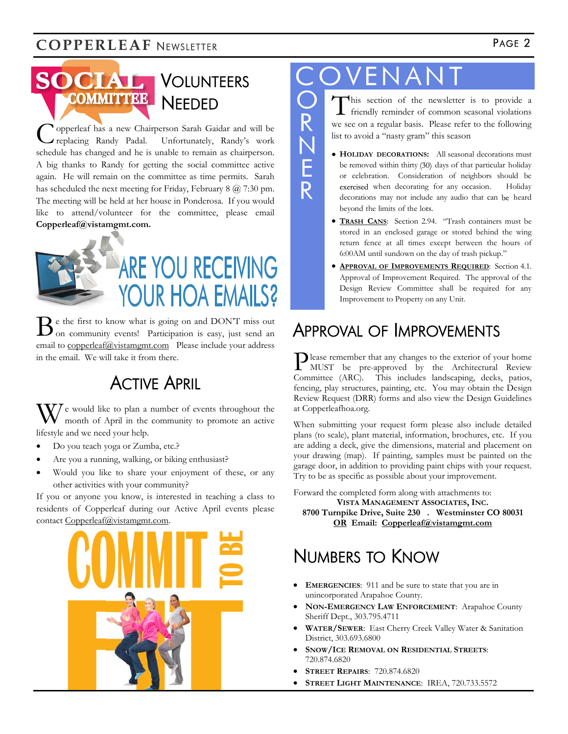## SOCIAL COMMITTEE Volunteers Needed

Copperleaf has a new Chairperson Sarah Gaidar and will be replacing Randy Padal. Unfortunately, Randy's work schedule has changed and he is unable to remain as chairperson. A big thanks to Randy for getting the social committee active again. He will remain on the committee as time permits. Sarah has scheduled the next meeting for Friday, February 8 @ 7:30 pm. The meeting will be held at her house in Ponderosa. If you would like to attend/volunteer for the committee, please email **Copperleaf@vistamgmt.com.**

## ARE YOU RECEIVING YOUR HOA EMAILS?

Be the first to know what is going on and DON'T miss out on community events! Participation is easy, just send an email to copperleaf@vistamgmt.com Please include your address in the email. We will take it from there.

## Active April

We would like to plan a number of events throughout the month of April in the community to promote an active lifestyle and we need your help.

- Do you teach yoga or Zumba, etc.?
- Are you a running, walking, or biking enthusiast?
- Would you like to share your enjoyment of these, or any other activities with your community?

If you or anyone you know, is interested in teaching a class to residents of Copperleaf during our Active April events please contact Copperleaf@vistamgmt.com.

COMMIT TO BE FIT

## COVENANT CORNER

This section of the newsletter is to provide a friendly reminder of common seasonal violations we see on a regular basis. Please refer to the following list to avoid a "nasty gram" this season

- **Holiday decorations:** All seasonal decorations must be removed within thirty (30) days of that particular holiday or celebration. Consideration of neighbors should be exercised when decorating for any occasion. Holiday decorations may not include any audio that can be heard beyond the limits of the lots.
- **Trash Cans**: Section 2.94. "Trash containers must be stored in an enclosed garage or stored behind the wing return fence at all times except between the hours of 6:00AM until sundown on the day of trash pickup."
- **Approval of Improvements Required**: Section 4.1. Approval of Improvement Required. The approval of the Design Review Committee shall be required for any Improvement to Property on any Unit.

## Approval of Improvements

Please remember that any changes to the exterior of your home MUST be pre-approved by the Architectural Review Committee (ARC). This includes landscaping, decks, patios, fencing, play structures, painting, etc. You may obtain the Design Review Request (DRR) forms and also view the Design Guidelines at Copperleafhoa.org.

When submitting your request form please also include detailed plans (to scale), plant material, information, brochures, etc. If you are adding a deck, give the dimensions, material and placement on your drawing (map). If painting, samples must be painted on the garage door, in addition to providing paint chips with your request. Try to be as specific as possible about your improvement.

Forward the completed form along with attachments to:

**Vista Management Associates, Inc.**
**8700 Turnpike Drive, Suite 230 . Westminster CO 80031**
**OR Email: Copperleaf@vistamgmt.com**

## Numbers to Know

- **Emergencies**: 911 and be sure to state that you are in unincorporated Arapahoe County.
- **Non-Emergency Law Enforcement**: Arapahoe County Sheriff Dept., 303.795.4711
- **Water/Sewer**: East Cherry Creek Valley Water & Sanitation District, 303.693.6800
- **Snow/Ice Removal on Residential Streets**: 720.874.6820
- **Street Repairs**: 720.874.6820
- **Street Light Maintenance**: IREA, 720.733.5572